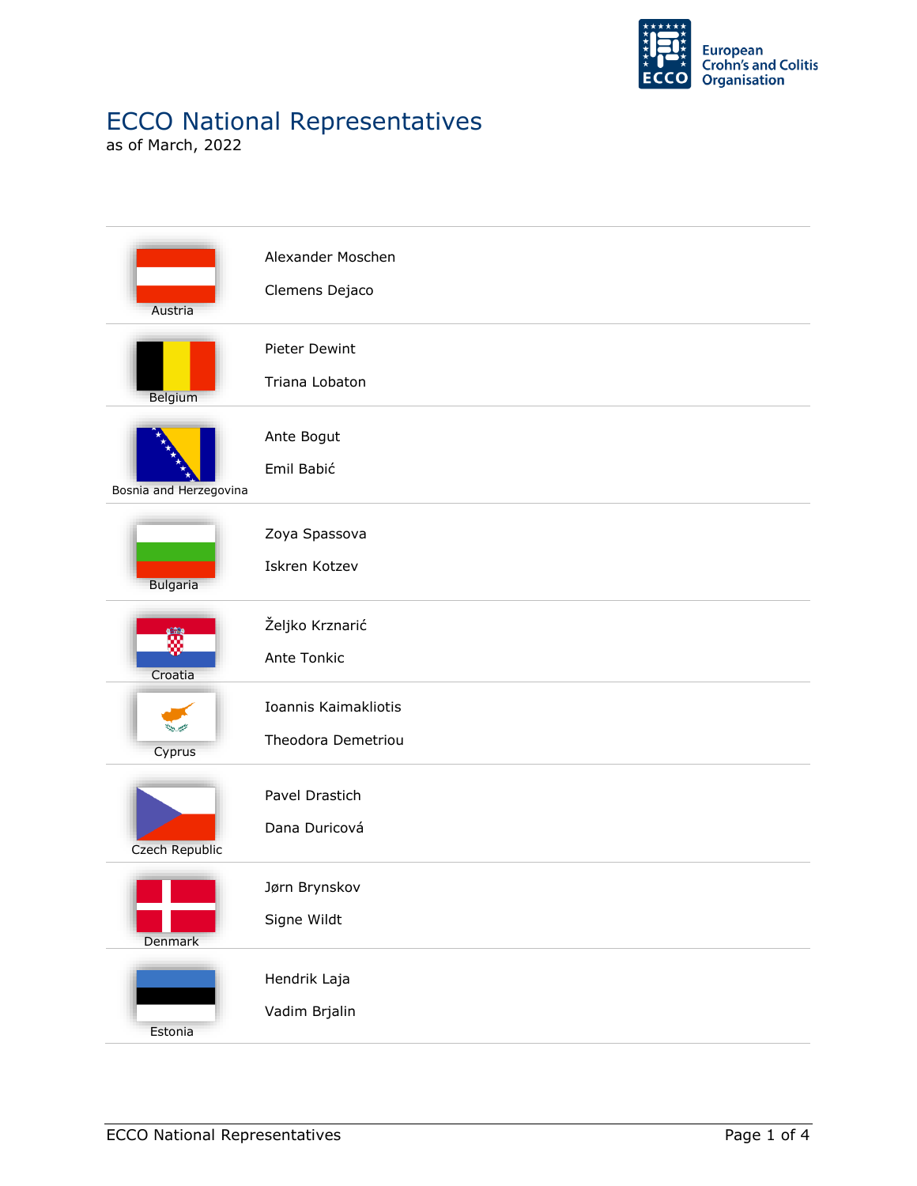# ECCO National Representatives

as of March, 2022

| Country | Representatives |
| --- | --- |
| Austria | Alexander Moschen<br>Clemens Dejaco |
| Belgium | Pieter Dewint<br>Triana Lobaton |
| Bosnia and Herzegovina | Ante Bogut<br>Emil Babić |
| Bulgaria | Zoya Spassova<br>Iskren Kotzev |
| Croatia | Željko Krznarić<br>Ante Tonkic |
| Cyprus | Ioannis Kaimakliotis<br>Theodora Demetriou |
| Czech Republic | Pavel Drastich<br>Dana Duricová |
| Denmark | Jørn Brynskov<br>Signe Wildt |
| Estonia | Hendrik Laja<br>Vadim Brjalin |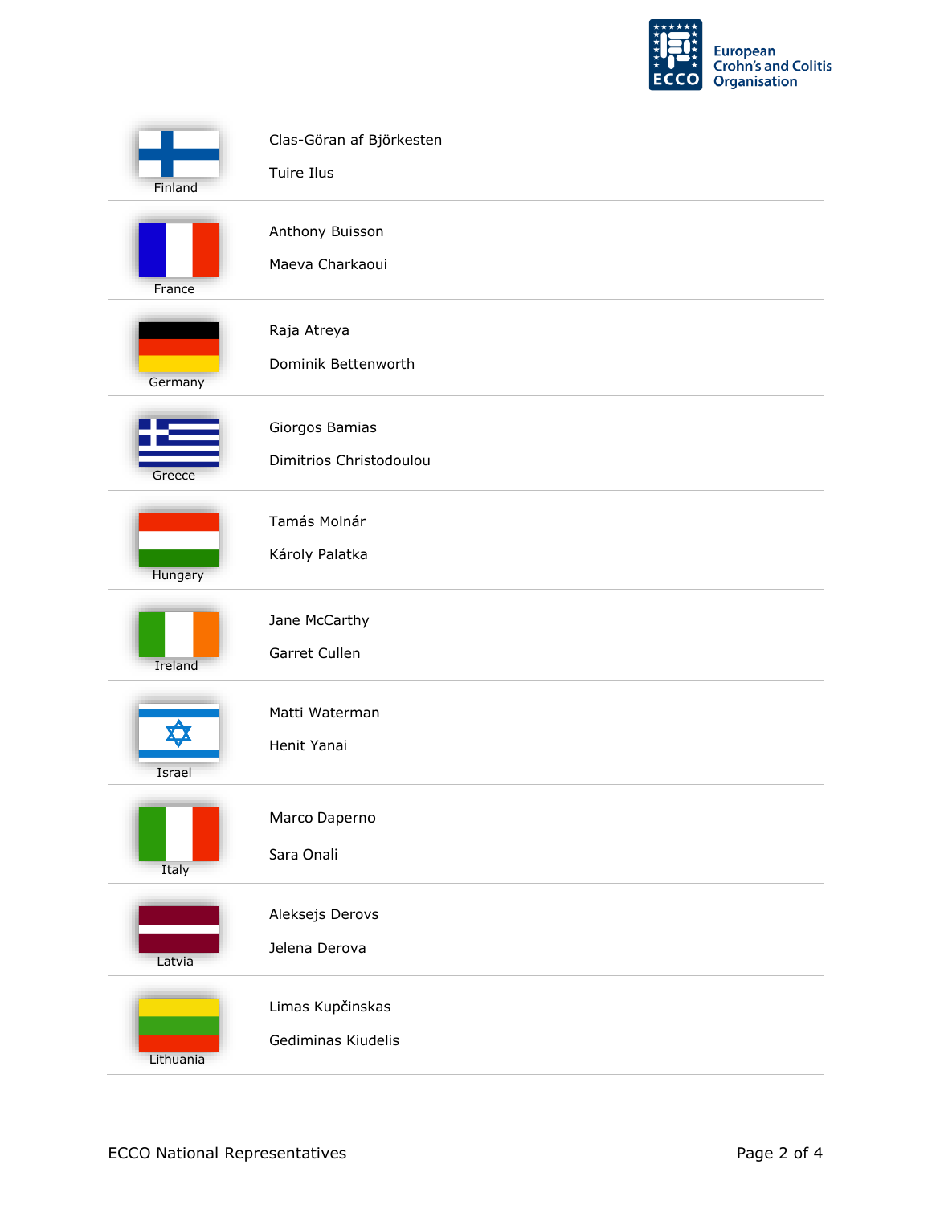| Country | Representatives |
| --- | --- |
| Finland | Clas-Göran af Björkesten<br>Tuire Ilus |
| France | Anthony Buisson<br>Maeva Charkaoui |
| Germany | Raja Atreya<br>Dominik Bettenworth |
| Greece | Giorgos Bamias<br>Dimitrios Christodoulou |
| Hungary | Tamás Molnár<br>Károly Palatka |
| Ireland | Jane McCarthy<br>Garret Cullen |
| Israel | Matti Waterman<br>Henit Yanai |
| Italy | Marco Daperno<br>Sara Onali |
| Latvia | Aleksejs Derovs<br>Jelena Derova |
| Lithuania | Limas Kupčinskas<br>Gediminas Kiudelis |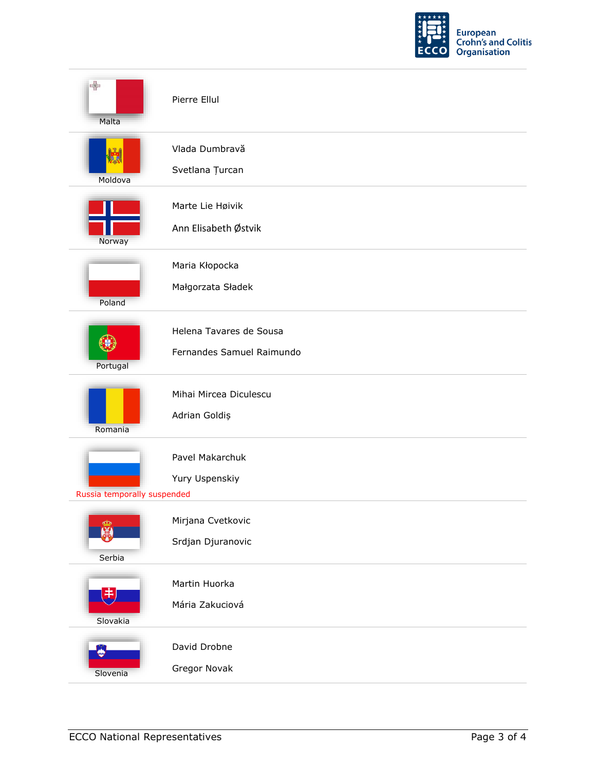| Country | National Representatives |
|---|---|
| Malta | Pierre Ellul |
| Moldova | Vlada Dumbravă<br>Svetlana Țurcan |
| Norway | Marte Lie Høivik<br>Ann Elisabeth Østvik |
| Poland | Maria Kłopocka<br>Małgorzata Sładek |
| Portugal | Helena Tavares de Sousa<br>Fernandes Samuel Raimundo |
| Romania | Mihai Mircea Diculescu<br>Adrian Goldiș |
| Russia temporally suspended | Pavel Makarchuk<br>Yury Uspenskiy |
| Serbia | Mirjana Cvetkovic<br>Srdjan Djuranovic |
| Slovakia | Martin Huorka<br>Mária Zakuciová |
| Slovenia | David Drobne<br>Gregor Novak |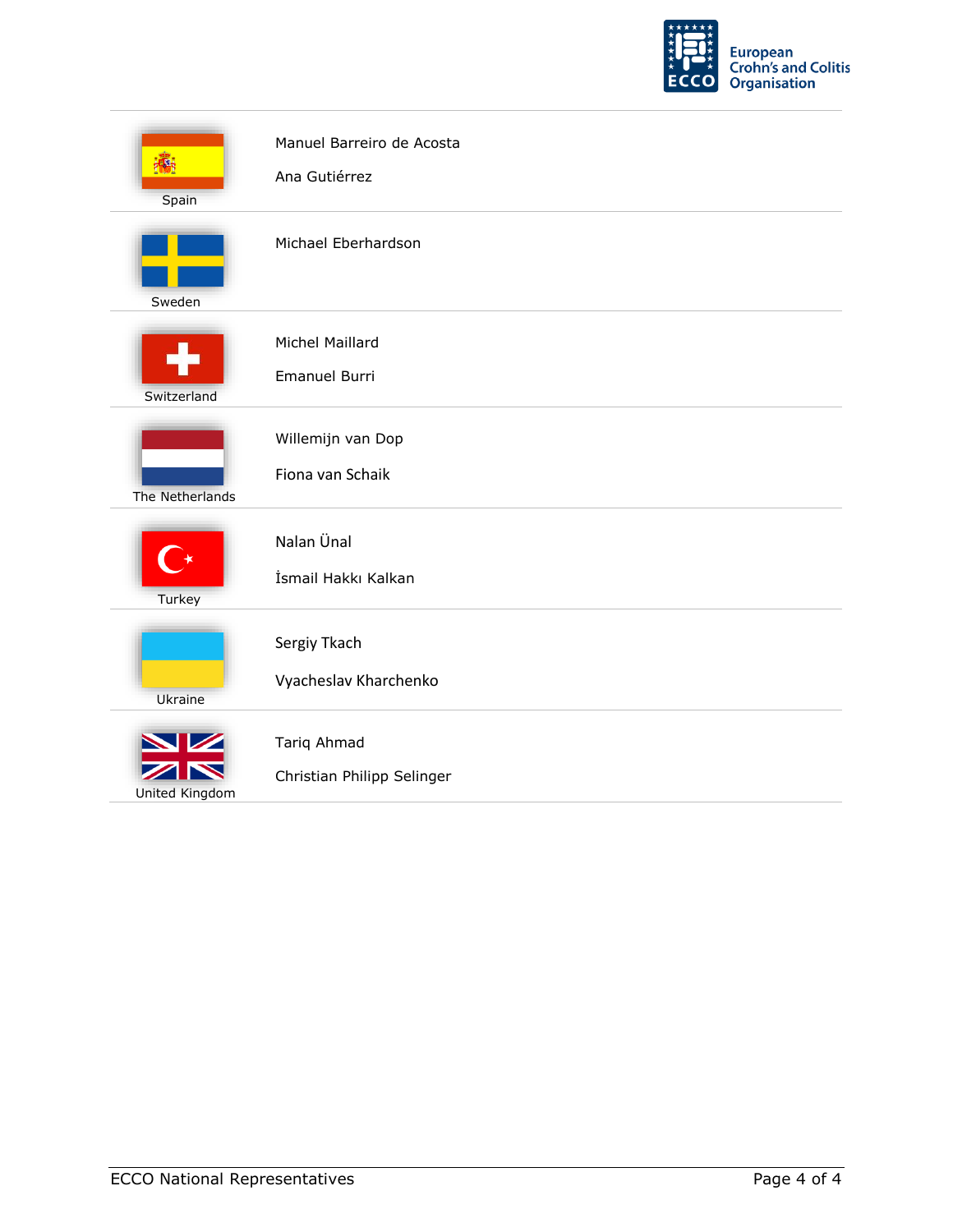| | |
|---|---|
| Spain | Manuel Barreiro de Acosta<br>Ana Gutiérrez |
| Sweden | Michael Eberhardson |
| Switzerland | Michel Maillard<br>Emanuel Burri |
| The Netherlands | Willemijn van Dop<br>Fiona van Schaik |
| Turkey | Nalan Ünal<br>İsmail Hakkı Kalkan |
| Ukraine | Sergiy Tkach<br>Vyacheslav Kharchenko |
| United Kingdom | Tariq Ahmad<br>Christian Philipp Selinger |